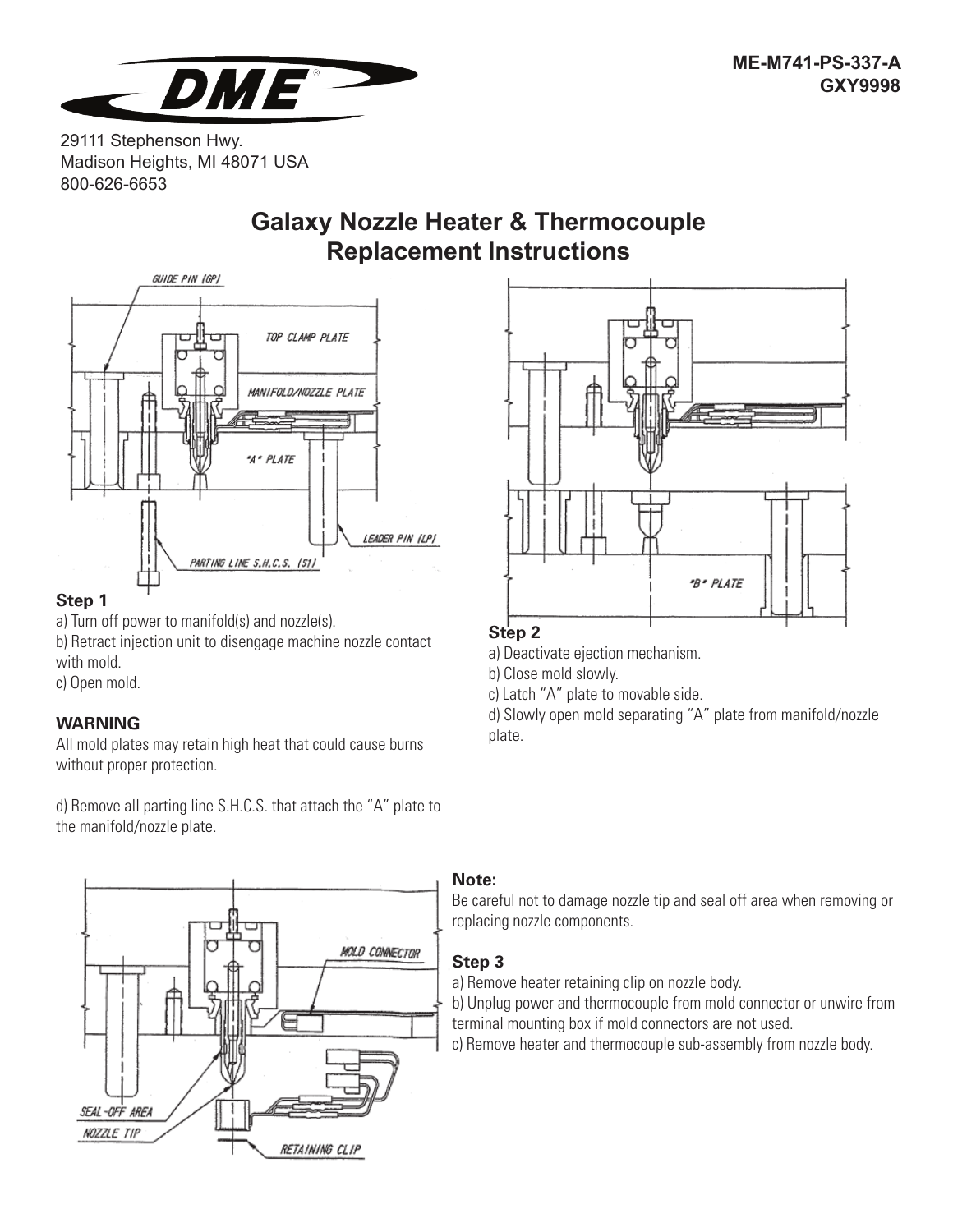ME-M741-PS-337-A
GXY9998

29111 Stephenson Hwy.
Madison Heights, MI 48071 USA
800-626-6653

# Galaxy Nozzle Heater & Thermocouple Replacement Instructions

### Step 1

a) Turn off power to manifold(s) and nozzle(s).
b) Retract injection unit to disengage machine nozzle contact with mold.
c) Open mold.

#### WARNING

All mold plates may retain high heat that could cause burns without proper protection.

d) Remove all parting line S.H.C.S. that attach the "A" plate to the manifold/nozzle plate.

### Step 2

a) Deactivate ejection mechanism.
b) Close mold slowly.
c) Latch "A" plate to movable side.
d) Slowly open mold separating "A" plate from manifold/nozzle plate.

#### Note:

Be careful not to damage nozzle tip and seal off area when removing or replacing nozzle components.

### Step 3

a) Remove heater retaining clip on nozzle body.
b) Unplug power and thermocouple from mold connector or unwire from terminal mounting box if mold connectors are not used.
c) Remove heater and thermocouple sub-assembly from nozzle body.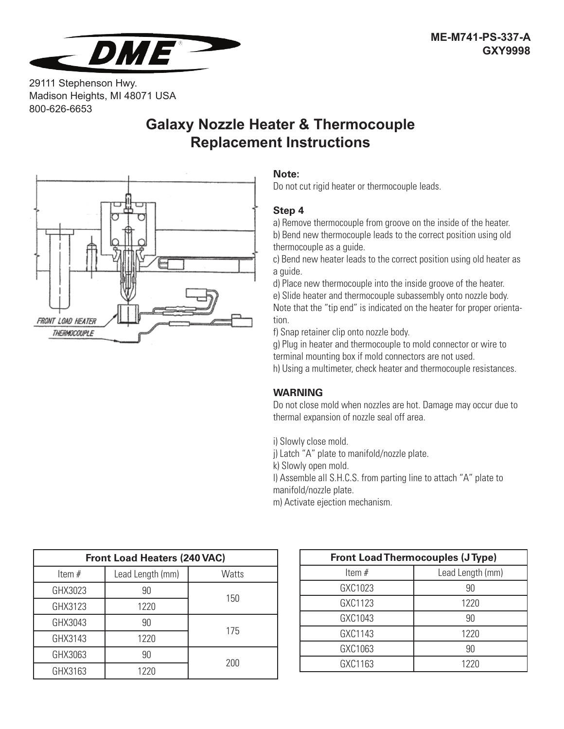DME

29111 Stephenson Hwy.
Madison Heights, MI 48071 USA
800-626-6653

**ME-M741-PS-337-A**
**GXY9998**

# Galaxy Nozzle Heater & Thermocouple Replacement Instructions

FRONT LOAD HEATER

THERMOCOUPLE

**Note:**
Do not cut rigid heater or thermocouple leads.

**Step 4**

a) Remove thermocouple from groove on the inside of the heater.
b) Bend new thermocouple leads to the correct position using old thermocouple as a guide.
c) Bend new heater leads to the correct position using old heater as a guide.
d) Place new thermocouple into the inside groove of the heater.
e) Slide heater and thermocouple subassembly onto nozzle body. Note that the "tip end" is indicated on the heater for proper orientation.
f) Snap retainer clip onto nozzle body.
g) Plug in heater and thermocouple to mold connector or wire to terminal mounting box if mold connectors are not used.
h) Using a multimeter, check heater and thermocouple resistances.

**WARNING**
Do not close mold when nozzles are hot. Damage may occur due to thermal expansion of nozzle seal off area.

i) Slowly close mold.
j) Latch "A" plate to manifold/nozzle plate.
k) Slowly open mold.
l) Assemble all S.H.C.S. from parting line to attach "A" plate to manifold/nozzle plate.
m) Activate ejection mechanism.

| Front Load Heaters (240 VAC) | | |
|---|---|---|
| Item # | Lead Length (mm) | Watts |
| GHX3023 | 90 | 150 |
| GHX3123 | 1220 | |
| GHX3043 | 90 | 175 |
| GHX3143 | 1220 | |
| GHX3063 | 90 | 200 |
| GHX3163 | 1220 | |

| Front Load Thermocouples (J Type) | |
|---|---|
| Item # | Lead Length (mm) |
| GXC1023 | 90 |
| GXC1123 | 1220 |
| GXC1043 | 90 |
| GXC1143 | 1220 |
| GXC1063 | 90 |
| GXC1163 | 1220 |